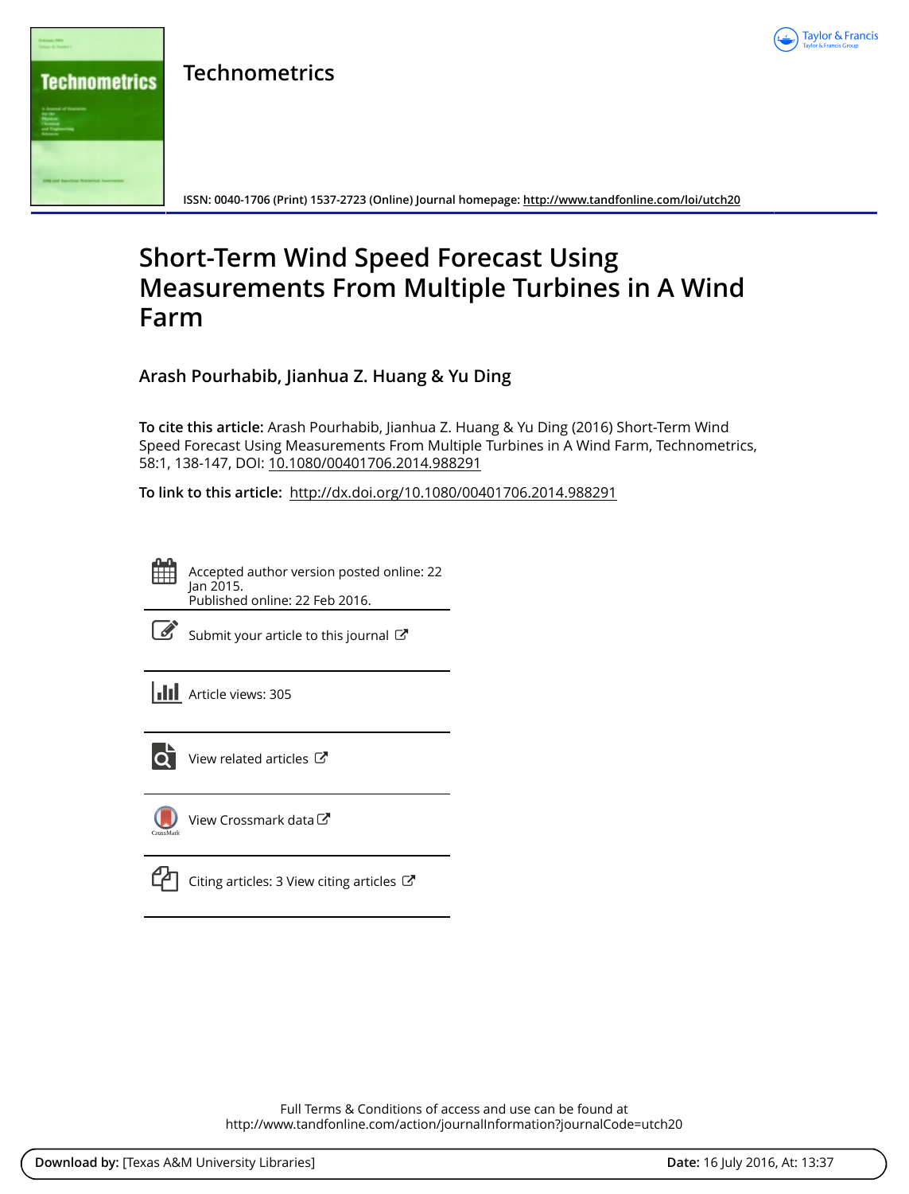# Technometrics

ISSN: 0040-1706 (Print) 1537-2723 (Online) Journal homepage: http://www.tandfonline.com/loi/utch20

# Short-Term Wind Speed Forecast Using Measurements From Multiple Turbines in A Wind Farm

**Arash Pourhabib, Jianhua Z. Huang & Yu Ding**

**To cite this article:** Arash Pourhabib, Jianhua Z. Huang & Yu Ding (2016) Short-Term Wind Speed Forecast Using Measurements From Multiple Turbines in A Wind Farm, Technometrics, 58:1, 138-147, DOI: 10.1080/00401706.2014.988291

**To link to this article:** http://dx.doi.org/10.1080/00401706.2014.988291

Accepted author version posted online: 22 Jan 2015.
Published online: 22 Feb 2016.

Submit your article to this journal

Article views: 305

View related articles

View Crossmark data

Citing articles: 3 View citing articles

Full Terms & Conditions of access and use can be found at
http://www.tandfonline.com/action/journalInformation?journalCode=utch20

**Download by:** [Texas A&M University Libraries] **Date:** 16 July 2016, At: 13:37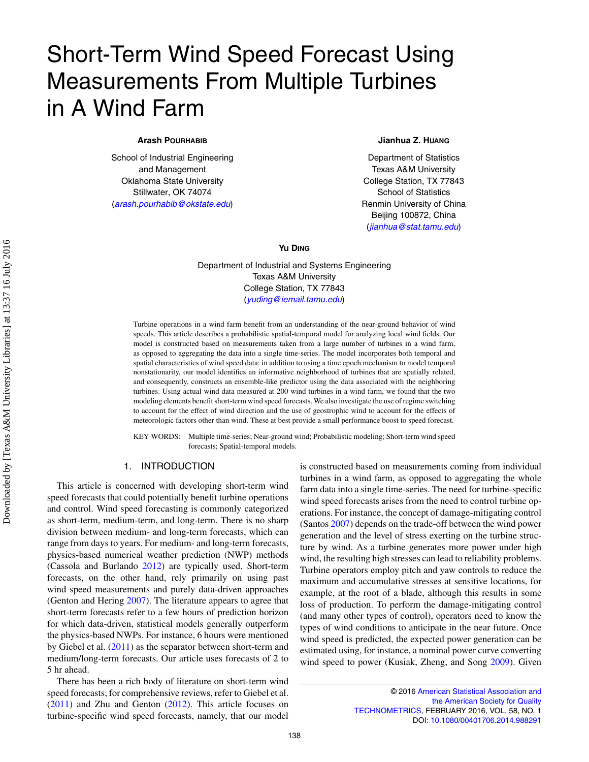# Short-Term Wind Speed Forecast Using Measurements From Multiple Turbines in A Wind Farm

**Arash POURHABIB**

School of Industrial Engineering and Management
Oklahoma State University
Stillwater, OK 74074
(*arash.pourhabib@okstate.edu*)

**Jianhua Z. HUANG**

Department of Statistics
Texas A&M University
College Station, TX 77843
School of Statistics
Renmin University of China
Beijing 100872, China
(*jianhua@stat.tamu.edu*)

**Yu DING**

Department of Industrial and Systems Engineering
Texas A&M University
College Station, TX 77843
(*yuding@iemail.tamu.edu*)

Turbine operations in a wind farm benefit from an understanding of the near-ground behavior of wind speeds. This article describes a probabilistic spatial-temporal model for analyzing local wind fields. Our model is constructed based on measurements taken from a large number of turbines in a wind farm, as opposed to aggregating the data into a single time-series. The model incorporates both temporal and spatial characteristics of wind speed data: in addition to using a time epoch mechanism to model temporal nonstationarity, our model identifies an informative neighborhood of turbines that are spatially related, and consequently, constructs an ensemble-like predictor using the data associated with the neighboring turbines. Using actual wind data measured at 200 wind turbines in a wind farm, we found that the two modeling elements benefit short-term wind speed forecasts. We also investigate the use of regime switching to account for the effect of wind direction and the use of geostrophic wind to account for the effects of meteorologic factors other than wind. These at best provide a small performance boost to speed forecast.

KEY WORDS: Multiple time-series; Near-ground wind; Probabilistic modeling; Short-term wind speed forecasts; Spatial-temporal models.

## 1. INTRODUCTION

This article is concerned with developing short-term wind speed forecasts that could potentially benefit turbine operations and control. Wind speed forecasting is commonly categorized as short-term, medium-term, and long-term. There is no sharp division between medium- and long-term forecasts, which can range from days to years. For medium- and long-term forecasts, physics-based numerical weather prediction (NWP) methods (Cassola and Burlando 2012) are typically used. Short-term forecasts, on the other hand, rely primarily on using past wind speed measurements and purely data-driven approaches (Genton and Hering 2007). The literature appears to agree that short-term forecasts refer to a few hours of prediction horizon for which data-driven, statistical models generally outperform the physics-based NWPs. For instance, 6 hours were mentioned by Giebel et al. (2011) as the separator between short-term and medium/long-term forecasts. Our article uses forecasts of 2 to 5 hr ahead.

There has been a rich body of literature on short-term wind speed forecasts; for comprehensive reviews, refer to Giebel et al. (2011) and Zhu and Genton (2012). This article focuses on turbine-specific wind speed forecasts, namely, that our model is constructed based on measurements coming from individual turbines in a wind farm, as opposed to aggregating the whole farm data into a single time-series. The need for turbine-specific wind speed forecasts arises from the need to control turbine operations. For instance, the concept of damage-mitigating control (Santos 2007) depends on the trade-off between the wind power generation and the level of stress exerting on the turbine structure by wind. As a turbine generates more power under high wind, the resulting high stresses can lead to reliability problems. Turbine operators employ pitch and yaw controls to reduce the maximum and accumulative stresses at sensitive locations, for example, at the root of a blade, although this results in some loss of production. To perform the damage-mitigating control (and many other types of control), operators need to know the types of wind conditions to anticipate in the near future. Once wind speed is predicted, the expected power generation can be estimated using, for instance, a nominal power curve converting wind speed to power (Kusiak, Zheng, and Song 2009). Given

© 2016 American Statistical Association and the American Society for Quality
TECHNOMETRICS, FEBRUARY 2016, VOL. 58, NO. 1
DOI: 10.1080/00401706.2014.988291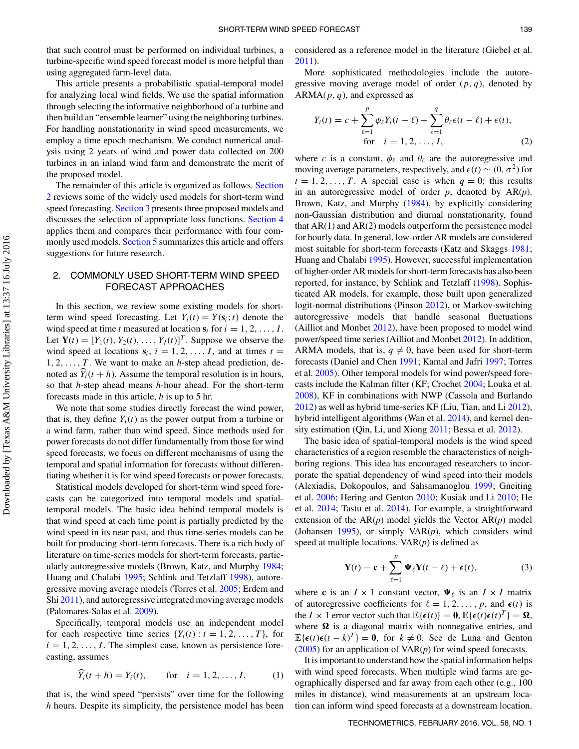that such control must be performed on individual turbines, a turbine-specific wind speed forecast model is more helpful than using aggregated farm-level data.

This article presents a probabilistic spatial-temporal model for analyzing local wind fields. We use the spatial information through selecting the informative neighborhood of a turbine and then build an "ensemble learner" using the neighboring turbines. For handling nonstationarity in wind speed measurements, we employ a time epoch mechanism. We conduct numerical analysis using 2 years of wind and power data collected on 200 turbines in an inland wind farm and demonstrate the merit of the proposed model.

The remainder of this article is organized as follows. Section 2 reviews some of the widely used models for short-term wind speed forecasting. Section 3 presents three proposed models and discusses the selection of appropriate loss functions. Section 4 applies them and compares their performance with four commonly used models. Section 5 summarizes this article and offers suggestions for future research.

## 2. COMMONLY USED SHORT-TERM WIND SPEED FORECAST APPROACHES

In this section, we review some existing models for short-term wind speed forecasting. Let $Y_i(t) = Y(\mathbf{s}_i; t)$ denote the wind speed at time $t$ measured at location $\mathbf{s}_i$ for $i = 1, 2, \ldots, I$. Let $\mathbf{Y}(t) = [Y_1(t), Y_2(t), \ldots, Y_I(t)]^T$. Suppose we observe the wind speed at locations $\mathbf{s}_i$, $i = 1, 2, \ldots, I$, and at times $t = 1, 2, \ldots, T$. We want to make an $h$-step ahead prediction, denoted as $\widehat{Y}_i(t + h)$. Assume the temporal resolution is in hours, so that $h$-step ahead means $h$-hour ahead. For the short-term forecasts made in this article, $h$ is up to 5 hr.

We note that some studies directly forecast the wind power, that is, they define $Y_i(t)$ as the power output from a turbine or a wind farm, rather than wind speed. Since methods used for power forecasts do not differ fundamentally from those for wind speed forecasts, we focus on different mechanisms of using the temporal and spatial information for forecasts without differentiating whether it is for wind speed forecasts or power forecasts.

Statistical models developed for short-term wind speed forecasts can be categorized into temporal models and spatial-temporal models. The basic idea behind temporal models is that wind speed at each time point is partially predicted by the wind speed in its near past, and thus time-series models can be built for producing short-term forecasts. There is a rich body of literature on time-series models for short-term forecasts, particularly autoregressive models (Brown, Katz, and Murphy 1984; Huang and Chalabi 1995; Schlink and Tetzlaff 1998), autoregressive moving average models (Torres et al. 2005; Erdem and Shi 2011), and autoregressive integrated moving average models (Palomares-Salas et al. 2009).

Specifically, temporal models use an independent model for each respective time series $\{Y_i(t) : t = 1, 2, \ldots, T\}$, for $i = 1, 2, \ldots, I$. The simplest case, known as persistence forecasting, assumes

$$\widehat{Y}_i(t + h) = Y_i(t), \qquad \text{for} \quad i = 1, 2, \ldots, I, \tag{1}$$

that is, the wind speed "persists" over time for the following $h$ hours. Despite its simplicity, the persistence model has been considered as a reference model in the literature (Giebel et al. 2011).

More sophisticated methodologies include the autoregressive moving average model of order $(p, q)$, denoted by ARMA$(p, q)$, and expressed as

$$Y_i(t) = c + \sum_{\ell=1}^{p} \phi_\ell Y_i(t - \ell) + \sum_{\ell=1}^{q} \theta_\ell \epsilon(t - \ell) + \epsilon(t), \quad \text{for} \quad i = 1, 2, \ldots, I, \tag{2}$$

where $c$ is a constant, $\phi_\ell$ and $\theta_\ell$ are the autoregressive and moving average parameters, respectively, and $\epsilon(t) \sim (0, \sigma^2)$ for $t = 1, 2, \ldots, T$. A special case is when $q = 0$; this results in an autoregressive model of order $p$, denoted by AR$(p)$. Brown, Katz, and Murphy (1984), by explicitly considering non-Gaussian distribution and diurnal nonstationarity, found that AR(1) and AR(2) models outperform the persistence model for hourly data. In general, low-order AR models are considered most suitable for short-term forecasts (Katz and Skaggs 1981; Huang and Chalabi 1995). However, successful implementation of higher-order AR models for short-term forecasts has also been reported, for instance, by Schlink and Tetzlaff (1998). Sophisticated AR models, for example, those built upon generalized logit-normal distributions (Pinson 2012), or Markov-switching autoregressive models that handle seasonal fluctuations (Ailliot and Monbet 2012), have been proposed to model wind power/speed time series (Ailliot and Monbet 2012). In addition, ARMA models, that is, $q \neq 0$, have been used for short-term forecasts (Daniel and Chen 1991; Kamal and Jafri 1997; Torres et al. 2005). Other temporal models for wind power/speed forecasts include the Kalman filter (KF; Crochet 2004; Louka et al. 2008), KF in combinations with NWP (Cassola and Burlando 2012) as well as hybrid time-series KF (Liu, Tian, and Li 2012), hybrid intelligent algorithms (Wan et al. 2014), and kernel density estimation (Qin, Li, and Xiong 2011; Bessa et al. 2012).

The basic idea of spatial-temporal models is the wind speed characteristics of a region resemble the characteristics of neighboring regions. This idea has encouraged researchers to incorporate the spatial dependency of wind speed into their models (Alexiadis, Dokopoulos, and Sahsamanoglou 1999; Gneiting et al. 2006; Hering and Genton 2010; Kusiak and Li 2010; He et al. 2014; Tastu et al. 2014). For example, a straightforward extension of the AR$(p)$ model yields the Vector AR$(p)$ model (Johansen 1995), or simply VAR$(p)$, which considers wind speed at multiple locations. VAR$(p)$ is defined as

$$\mathbf{Y}(t) = \mathbf{c} + \sum_{\ell=1}^{p} \boldsymbol{\Psi}_\ell \mathbf{Y}(t - \ell) + \boldsymbol{\epsilon}(t), \tag{3}$$

where $\mathbf{c}$ is an $I \times 1$ constant vector, $\boldsymbol{\Psi}_\ell$ is an $I \times I$ matrix of autoregressive coefficients for $\ell = 1, 2, \ldots, p$, and $\boldsymbol{\epsilon}(t)$ is the $I \times 1$ error vector such that $\mathbb{E}\{\boldsymbol{\epsilon}(t)\} = \mathbf{0}$, $\mathbb{E}\{\boldsymbol{\epsilon}(t)\boldsymbol{\epsilon}(t)^T\} = \boldsymbol{\Omega}$, where $\boldsymbol{\Omega}$ is a diagonal matrix with nonnegative entries, and $\mathbb{E}\{\boldsymbol{\epsilon}(t)\boldsymbol{\epsilon}(t - k)^T\} = \mathbf{0}$, for $k \neq 0$. See de Luna and Genton (2005) for an application of VAR$(p)$ for wind speed forecasts.

It is important to understand how the spatial information helps with wind speed forecasts. When multiple wind farms are geographically dispersed and far away from each other (e.g., 100 miles in distance), wind measurements at an upstream location can inform wind speed forecasts at a downstream location.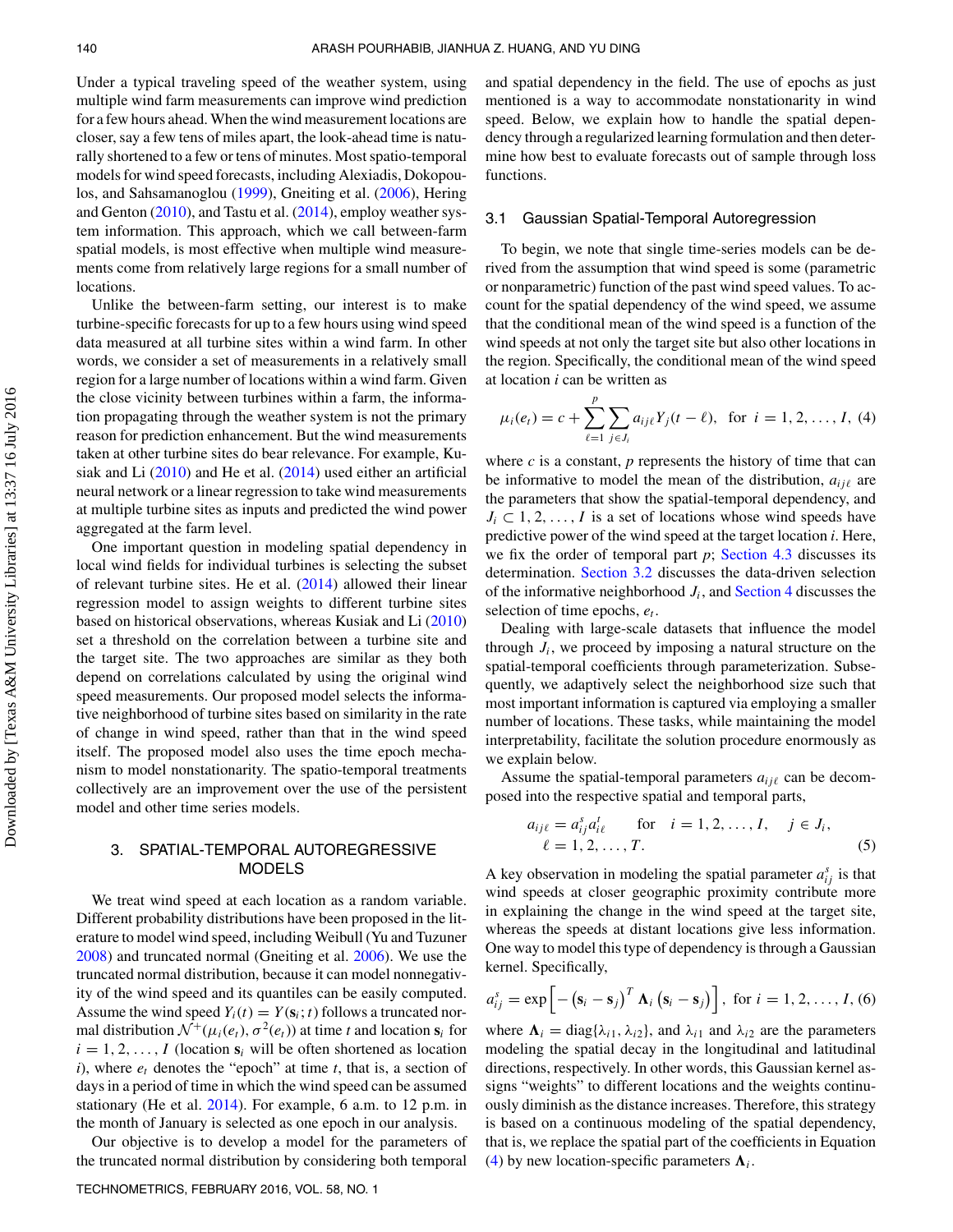Under a typical traveling speed of the weather system, using multiple wind farm measurements can improve wind prediction for a few hours ahead. When the wind measurement locations are closer, say a few tens of miles apart, the look-ahead time is naturally shortened to a few or tens of minutes. Most spatio-temporal models for wind speed forecasts, including Alexiadis, Dokopoulos, and Sahsamanoglou (1999), Gneiting et al. (2006), Hering and Genton (2010), and Tastu et al. (2014), employ weather system information. This approach, which we call between-farm spatial models, is most effective when multiple wind measurements come from relatively large regions for a small number of locations.

Unlike the between-farm setting, our interest is to make turbine-specific forecasts for up to a few hours using wind speed data measured at all turbine sites within a wind farm. In other words, we consider a set of measurements in a relatively small region for a large number of locations within a wind farm. Given the close vicinity between turbines within a farm, the information propagating through the weather system is not the primary reason for prediction enhancement. But the wind measurements taken at other turbine sites do bear relevance. For example, Kusiak and Li (2010) and He et al. (2014) used either an artificial neural network or a linear regression to take wind measurements at multiple turbine sites as inputs and predicted the wind power aggregated at the farm level.

One important question in modeling spatial dependency in local wind fields for individual turbines is selecting the subset of relevant turbine sites. He et al. (2014) allowed their linear regression model to assign weights to different turbine sites based on historical observations, whereas Kusiak and Li (2010) set a threshold on the correlation between a turbine site and the target site. The two approaches are similar as they both depend on correlations calculated by using the original wind speed measurements. Our proposed model selects the informative neighborhood of turbine sites based on similarity in the rate of change in wind speed, rather than that in the wind speed itself. The proposed model also uses the time epoch mechanism to model nonstationarity. The spatio-temporal treatments collectively are an improvement over the use of the persistent model and other time series models.

## 3. SPATIAL-TEMPORAL AUTOREGRESSIVE MODELS

We treat wind speed at each location as a random variable. Different probability distributions have been proposed in the literature to model wind speed, including Weibull (Yu and Tuzuner 2008) and truncated normal (Gneiting et al. 2006). We use the truncated normal distribution, because it can model nonnegativity of the wind speed and its quantiles can be easily computed. Assume the wind speed $Y_i(t) = Y(\mathbf{s}_i; t)$ follows a truncated normal distribution $\mathcal{N}^+(\mu_i(e_t), \sigma^2(e_t))$ at time $t$ and location $\mathbf{s}_i$ for $i = 1, 2, \ldots, I$ (location $\mathbf{s}_i$ will be often shortened as location $i$), where $e_t$ denotes the "epoch" at time $t$, that is, a section of days in a period of time in which the wind speed can be assumed stationary (He et al. 2014). For example, 6 a.m. to 12 p.m. in the month of January is selected as one epoch in our analysis.

Our objective is to develop a model for the parameters of the truncated normal distribution by considering both temporal and spatial dependency in the field. The use of epochs as just mentioned is a way to accommodate nonstationarity in wind speed. Below, we explain how to handle the spatial dependency through a regularized learning formulation and then determine how best to evaluate forecasts out of sample through loss functions.

### 3.1 Gaussian Spatial-Temporal Autoregression

To begin, we note that single time-series models can be derived from the assumption that wind speed is some (parametric or nonparametric) function of the past wind speed values. To account for the spatial dependency of the wind speed, we assume that the conditional mean of the wind speed is a function of the wind speeds at not only the target site but also other locations in the region. Specifically, the conditional mean of the wind speed at location $i$ can be written as

$$\mu_i(e_t) = c + \sum_{\ell=1}^{p} \sum_{j \in J_i} a_{ij\ell} Y_j(t-\ell), \quad \text{for } i = 1, 2, \ldots, I, \tag{4}$$

where $c$ is a constant, $p$ represents the history of time that can be informative to model the mean of the distribution, $a_{ij\ell}$ are the parameters that show the spatial-temporal dependency, and $J_i \subset 1, 2, \ldots, I$ is a set of locations whose wind speeds have predictive power of the wind speed at the target location $i$. Here, we fix the order of temporal part $p$; Section 4.3 discusses its determination. Section 3.2 discusses the data-driven selection of the informative neighborhood $J_i$, and Section 4 discusses the selection of time epochs, $e_t$.

Dealing with large-scale datasets that influence the model through $J_i$, we proceed by imposing a natural structure on the spatial-temporal coefficients through parameterization. Subsequently, we adaptively select the neighborhood size such that most important information is captured via employing a smaller number of locations. These tasks, while maintaining the model interpretability, facilitate the solution procedure enormously as we explain below.

Assume the spatial-temporal parameters $a_{ij\ell}$ can be decomposed into the respective spatial and temporal parts,

$$a_{ij\ell} = a_{ij}^{s} a_{i\ell}^{t} \qquad \text{for} \quad i = 1, 2, \ldots, I, \quad j \in J_i,$$
$$\ell = 1, 2, \ldots, T. \tag{5}$$

A key observation in modeling the spatial parameter $a_{ij}^{s}$ is that wind speeds at closer geographic proximity contribute more in explaining the change in the wind speed at the target site, whereas the speeds at distant locations give less information. One way to model this type of dependency is through a Gaussian kernel. Specifically,

$$a_{ij}^{s} = \exp\left[-\left(\mathbf{s}_i - \mathbf{s}_j\right)^T \boldsymbol{\Lambda}_i \left(\mathbf{s}_i - \mathbf{s}_j\right)\right], \text{ for } i = 1, 2, \ldots, I, \tag{6}$$

where $\boldsymbol{\Lambda}_i = \text{diag}\{\lambda_{i1}, \lambda_{i2}\}$, and $\lambda_{i1}$ and $\lambda_{i2}$ are the parameters modeling the spatial decay in the longitudinal and latitudinal directions, respectively. In other words, this Gaussian kernel assigns "weights" to different locations and the weights continuously diminish as the distance increases. Therefore, this strategy is based on a continuous modeling of the spatial dependency, that is, we replace the spatial part of the coefficients in Equation (4) by new location-specific parameters $\boldsymbol{\Lambda}_i$.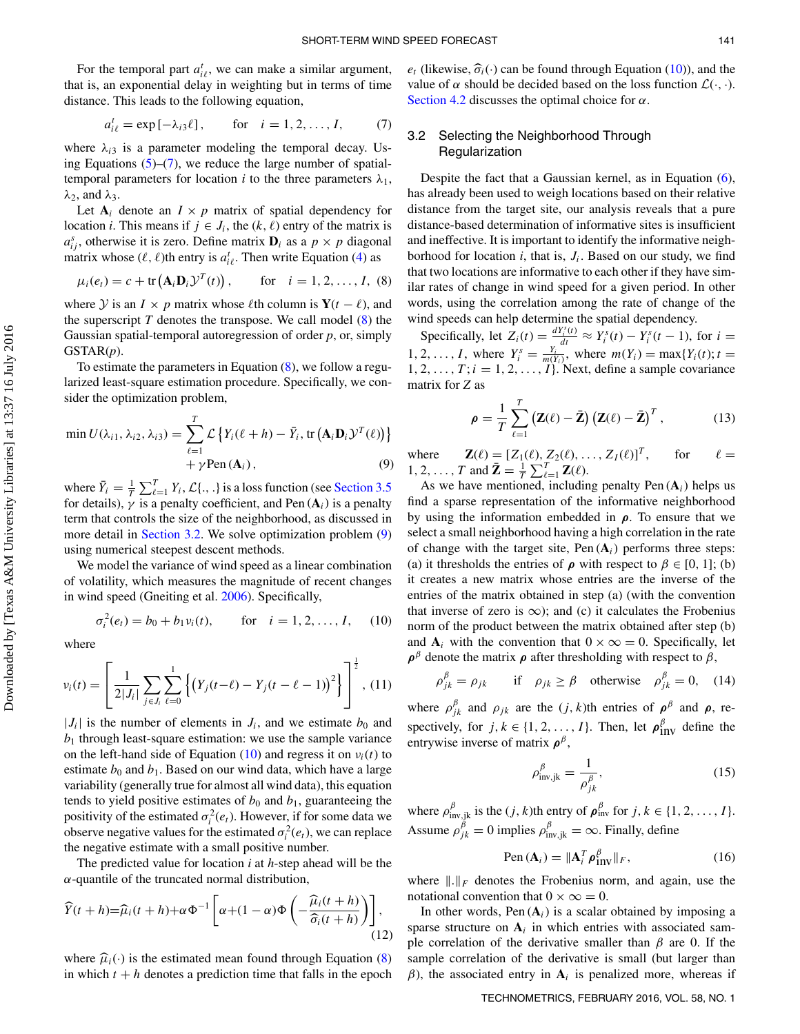For the temporal part $a^t_{i\ell}$, we can make a similar argument, that is, an exponential delay in weighting but in terms of time distance. This leads to the following equation,

$$a^t_{i\ell} = \exp\left[-\lambda_{i3}\ell\right], \qquad \text{for} \quad i = 1, 2, \ldots, I, \tag{7}$$

where $\lambda_{i3}$ is a parameter modeling the temporal decay. Using Equations (5)–(7), we reduce the large number of spatial-temporal parameters for location $i$ to the three parameters $\lambda_1$, $\lambda_2$, and $\lambda_3$.

Let $\mathbf{A}_i$ denote an $I \times p$ matrix of spatial dependency for location $i$. This means if $j \in J_i$, the $(k, \ell)$ entry of the matrix is $a^s_{ij}$, otherwise it is zero. Define matrix $\mathbf{D}_i$ as a $p \times p$ diagonal matrix whose $(\ell, \ell)$th entry is $a^t_{i\ell}$. Then write Equation (4) as

$$\mu_i(e_t) = c + \operatorname{tr}\left(\mathbf{A}_i \mathbf{D}_i \mathcal{Y}^T(t)\right), \qquad \text{for} \quad i = 1, 2, \ldots, I, \tag{8}$$

where $\mathcal{Y}$ is an $I \times p$ matrix whose $\ell$th column is $\mathbf{Y}(t - \ell)$, and the superscript $T$ denotes the transpose. We call model (8) the Gaussian spatial-temporal autoregression of order $p$, or, simply GSTAR($p$).

To estimate the parameters in Equation (8), we follow a regularized least-square estimation procedure. Specifically, we consider the optimization problem,

$$\min U(\lambda_{i1}, \lambda_{i2}, \lambda_{i3}) = \sum_{\ell=1}^{T} \mathcal{L}\left\{Y_i(\ell + h) - \bar{Y}_i, \operatorname{tr}\left(\mathbf{A}_i \mathbf{D}_i \mathcal{Y}^T(\ell)\right)\right\} + \gamma \operatorname{Pen}(\mathbf{A}_i), \tag{9}$$

where $\bar{Y}_i = \frac{1}{T}\sum_{\ell=1}^{T} Y_i$, $\mathcal{L}\{.,.\}$ is a loss function (see Section 3.5 for details), $\gamma$ is a penalty coefficient, and $\operatorname{Pen}(\mathbf{A}_i)$ is a penalty term that controls the size of the neighborhood, as discussed in more detail in Section 3.2. We solve optimization problem (9) using numerical steepest descent methods.

We model the variance of wind speed as a linear combination of volatility, which measures the magnitude of recent changes in wind speed (Gneiting et al. 2006). Specifically,

$$\sigma_i^2(e_t) = b_0 + b_1 v_i(t), \qquad \text{for} \quad i = 1, 2, \ldots, I, \tag{10}$$

where

$$v_i(t) = \left[\frac{1}{2|J_i|}\sum_{j \in J_i}\sum_{\ell=0}^{1}\left\{\left(Y_j(t-\ell) - Y_j(t-\ell-1)\right)^2\right\}\right]^{\frac{1}{2}}, \tag{11}$$

$|J_i|$ is the number of elements in $J_i$, and we estimate $b_0$ and $b_1$ through least-square estimation: we use the sample variance on the left-hand side of Equation (10) and regress it on $v_i(t)$ to estimate $b_0$ and $b_1$. Based on our wind data, which have a large variability (generally true for almost all wind data), this equation tends to yield positive estimates of $b_0$ and $b_1$, guaranteeing the positivity of the estimated $\sigma_i^2(e_t)$. However, if for some data we observe negative values for the estimated $\sigma_i^2(e_t)$, we can replace the negative estimate with a small positive number.

The predicted value for location $i$ at $h$-step ahead will be the $\alpha$-quantile of the truncated normal distribution,

$$\widehat{Y}(t + h) = \widehat{\mu}_i(t + h) + \alpha\Phi^{-1}\left[\alpha + (1 - \alpha)\Phi\left(-\frac{\widehat{\mu}_i(t + h)}{\widehat{\sigma}_i(t + h)}\right)\right], \tag{12}$$

where $\widehat{\mu}_i(\cdot)$ is the estimated mean found through Equation (8) in which $t + h$ denotes a prediction time that falls in the epoch $e_t$ (likewise, $\widehat{\sigma}_i(\cdot)$ can be found through Equation (10)), and the value of $\alpha$ should be decided based on the loss function $\mathcal{L}(\cdot, \cdot)$. Section 4.2 discusses the optimal choice for $\alpha$.

## 3.2 Selecting the Neighborhood Through Regularization

Despite the fact that a Gaussian kernel, as in Equation (6), has already been used to weigh locations based on their relative distance from the target site, our analysis reveals that a pure distance-based determination of informative sites is insufficient and ineffective. It is important to identify the informative neighborhood for location $i$, that is, $J_i$. Based on our study, we find that two locations are informative to each other if they have similar rates of change in wind speed for a given period. In other words, using the correlation among the rate of change of the wind speeds can help determine the spatial dependency.

Specifically, let $Z_i(t) = \frac{dY_i^s(t)}{dt} \approx Y_i^s(t) - Y_i^s(t-1)$, for $i = 1, 2, \ldots, I$, where $Y_i^s = \frac{Y_i}{m(Y_i)}$, where $m(Y_i) = \max\{Y_i(t); t = 1, 2, \ldots, T; i = 1, 2, \ldots, I\}$. Next, define a sample covariance matrix for $Z$ as

$$\boldsymbol{\rho} = \frac{1}{T}\sum_{\ell=1}^{T}\left(\mathbf{Z}(\ell) - \bar{\mathbf{Z}}\right)\left(\mathbf{Z}(\ell) - \bar{\mathbf{Z}}\right)^T, \tag{13}$$

where $\mathbf{Z}(\ell) = [Z_1(\ell), Z_2(\ell), \ldots, Z_I(\ell)]^T$, for $\ell = 1, 2, \ldots, T$ and $\bar{\mathbf{Z}} = \frac{1}{T}\sum_{\ell=1}^{T}\mathbf{Z}(\ell)$.

As we have mentioned, including penalty $\operatorname{Pen}(\mathbf{A}_i)$ helps us find a sparse representation of the informative neighborhood by using the information embedded in $\boldsymbol{\rho}$. To ensure that we select a small neighborhood having a high correlation in the rate of change with the target site, $\operatorname{Pen}(\mathbf{A}_i)$ performs three steps: (a) it thresholds the entries of $\boldsymbol{\rho}$ with respect to $\beta \in [0, 1]$; (b) it creates a new matrix whose entries are the inverse of the entries of the matrix obtained in step (a) (with the convention that inverse of zero is $\infty$); and (c) it calculates the Frobenius norm of the product between the matrix obtained after step (b) and $\mathbf{A}_i$ with the convention that $0 \times \infty = 0$. Specifically, let $\boldsymbol{\rho}^\beta$ denote the matrix $\boldsymbol{\rho}$ after thresholding with respect to $\beta$,

$$\rho^\beta_{jk} = \rho_{jk} \qquad \text{if} \quad \rho_{jk} \geq \beta \quad \text{otherwise} \quad \rho^\beta_{jk} = 0, \tag{14}$$

where $\rho^\beta_{jk}$ and $\rho_{jk}$ are the $(j, k)$th entries of $\boldsymbol{\rho}^\beta$ and $\boldsymbol{\rho}$, respectively, for $j, k \in \{1, 2, \ldots, I\}$. Then, let $\boldsymbol{\rho}^\beta_{\text{inv}}$ define the entrywise inverse of matrix $\boldsymbol{\rho}^\beta$,

$$\rho^\beta_{\text{inv,jk}} = \frac{1}{\rho^\beta_{jk}}, \tag{15}$$

where $\rho^\beta_{\text{inv,jk}}$ is the $(j, k)$th entry of $\boldsymbol{\rho}^\beta_{\text{inv}}$ for $j, k \in \{1, 2, \ldots, I\}$. Assume $\rho^\beta_{jk} = 0$ implies $\rho^\beta_{\text{inv,jk}} = \infty$. Finally, define

$$\operatorname{Pen}(\mathbf{A}_i) = \|\mathbf{A}_i^T \boldsymbol{\rho}^\beta_{\text{inv}}\|_F, \tag{16}$$

where $\|.\|_F$ denotes the Frobenius norm, and again, use the notational convention that $0 \times \infty = 0$.

In other words, $\operatorname{Pen}(\mathbf{A}_i)$ is a scalar obtained by imposing a sparse structure on $\mathbf{A}_i$ in which entries with associated sample correlation of the derivative smaller than $\beta$ are 0. If the sample correlation of the derivative is small (but larger than $\beta$), the associated entry in $\mathbf{A}_i$ is penalized more, whereas if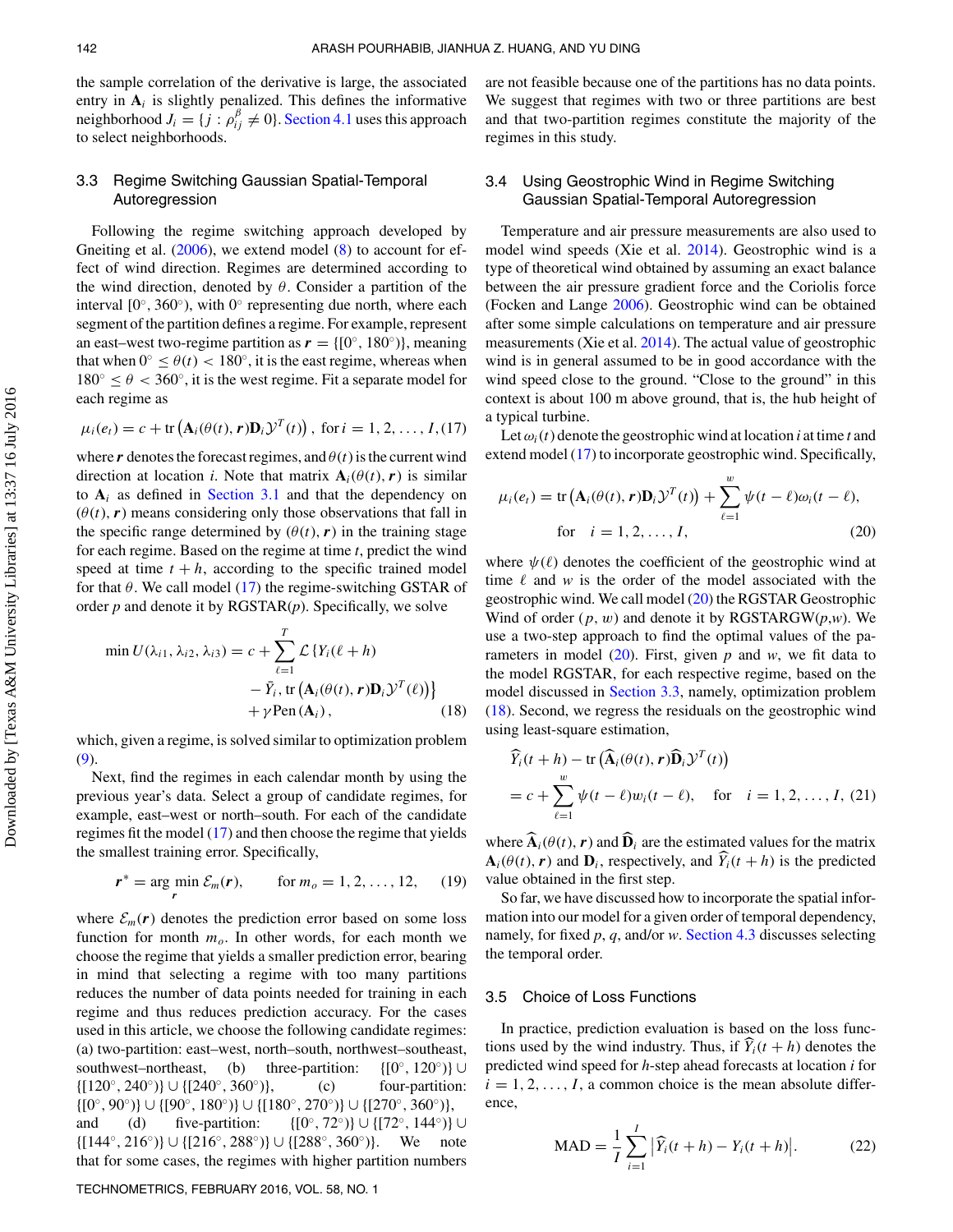the sample correlation of the derivative is large, the associated entry in $\mathbf{A}_i$ is slightly penalized. This defines the informative neighborhood $J_i = \{j : \rho_{ij}^{\beta} \neq 0\}$. Section 4.1 uses this approach to select neighborhoods.

### 3.3 Regime Switching Gaussian Spatial-Temporal Autoregression

Following the regime switching approach developed by Gneiting et al. (2006), we extend model (8) to account for effect of wind direction. Regimes are determined according to the wind direction, denoted by $\theta$. Consider a partition of the interval $[0^\circ, 360^\circ)$, with $0^\circ$ representing due north, where each segment of the partition defines a regime. For example, represent an east–west two-regime partition as $\boldsymbol{r} = \{[0^\circ, 180^\circ)\}$, meaning that when $0^\circ \leq \theta(t) < 180^\circ$, it is the east regime, whereas when $180^\circ \leq \theta < 360^\circ$, it is the west regime. Fit a separate model for each regime as

$$\mu_i(e_t) = c + \operatorname{tr}\left(\mathbf{A}_i(\theta(t), \boldsymbol{r})\mathbf{D}_i \mathcal{Y}^T(t)\right), \text{ for } i = 1, 2, \ldots, I, \quad (17)$$

where $\boldsymbol{r}$ denotes the forecast regimes, and $\theta(t)$ is the current wind direction at location $i$. Note that matrix $\mathbf{A}_i(\theta(t), \boldsymbol{r})$ is similar to $\mathbf{A}_i$ as defined in Section 3.1 and that the dependency on $(\theta(t), \boldsymbol{r})$ means considering only those observations that fall in the specific range determined by $(\theta(t), \boldsymbol{r})$ in the training stage for each regime. Based on the regime at time $t$, predict the wind speed at time $t + h$, according to the specific trained model for that $\theta$. We call model (17) the regime-switching GSTAR of order $p$ and denote it by RGSTAR($p$). Specifically, we solve

$$\begin{aligned}
\min U(\lambda_{i1}, \lambda_{i2}, \lambda_{i3}) = c + \sum_{\ell=1}^{T} \mathcal{L}\{Y_i(\ell + h) \\
- \bar{Y}_i, \operatorname{tr}\left(\mathbf{A}_i(\theta(t), \boldsymbol{r})\mathbf{D}_i \mathcal{Y}^T(\ell)\right)\} \\
+ \gamma \operatorname{Pen}(\mathbf{A}_i),
\end{aligned} \quad (18)$$

which, given a regime, is solved similar to optimization problem (9).

Next, find the regimes in each calendar month by using the previous year's data. Select a group of candidate regimes, for example, east–west or north–south. For each of the candidate regimes fit the model (17) and then choose the regime that yields the smallest training error. Specifically,

$$\boldsymbol{r}^* = \arg\min_{\boldsymbol{r}} \mathcal{E}_m(\boldsymbol{r}), \qquad \text{for } m_o = 1, 2, \ldots, 12, \quad (19)$$

where $\mathcal{E}_m(\boldsymbol{r})$ denotes the prediction error based on some loss function for month $m_o$. In other words, for each month we choose the regime that yields a smaller prediction error, bearing in mind that selecting a regime with too many partitions reduces the number of data points needed for training in each regime and thus reduces prediction accuracy. For the cases used in this article, we choose the following candidate regimes: (a) two-partition: east–west, north–south, northwest–southeast, southwest–northeast, (b) three-partition: $\{[0^\circ, 120^\circ)\} \cup \{[120^\circ, 240^\circ)\} \cup \{[240^\circ, 360^\circ)\}$, (c) four-partition: $\{[0^\circ, 90^\circ)\} \cup \{[90^\circ, 180^\circ)\} \cup \{[180^\circ, 270^\circ)\} \cup \{[270^\circ, 360^\circ)\}$, and (d) five-partition: $\{[0^\circ, 72^\circ)\} \cup \{[72^\circ, 144^\circ)\} \cup \{[144^\circ, 216^\circ)\} \cup \{[216^\circ, 288^\circ)\} \cup \{[288^\circ, 360^\circ)\}$. We note that for some cases, the regimes with higher partition numbers are not feasible because one of the partitions has no data points. We suggest that regimes with two or three partitions are best and that two-partition regimes constitute the majority of the regimes in this study.

### 3.4 Using Geostrophic Wind in Regime Switching Gaussian Spatial-Temporal Autoregression

Temperature and air pressure measurements are also used to model wind speeds (Xie et al. 2014). Geostrophic wind is a type of theoretical wind obtained by assuming an exact balance between the air pressure gradient force and the Coriolis force (Focken and Lange 2006). Geostrophic wind can be obtained after some simple calculations on temperature and air pressure measurements (Xie et al. 2014). The actual value of geostrophic wind is in general assumed to be in good accordance with the wind speed close to the ground. "Close to the ground" in this context is about 100 m above ground, that is, the hub height of a typical turbine.

Let $\omega_i(t)$ denote the geostrophic wind at location $i$ at time $t$ and extend model (17) to incorporate geostrophic wind. Specifically,

$$\begin{aligned}
\mu_i(e_t) = \operatorname{tr}\left(\mathbf{A}_i(\theta(t), \boldsymbol{r})\mathbf{D}_i \mathcal{Y}^T(t)\right) + \sum_{\ell=1}^{w} \psi(t - \ell)\omega_i(t - \ell), \\
\text{for} \quad i = 1, 2, \ldots, I,
\end{aligned} \quad (20)$$

where $\psi(\ell)$ denotes the coefficient of the geostrophic wind at time $\ell$ and $w$ is the order of the model associated with the geostrophic wind. We call model (20) the RGSTAR Geostrophic Wind of order ($p$, $w$) and denote it by RGSTARGW($p$,$w$). We use a two-step approach to find the optimal values of the parameters in model (20). First, given $p$ and $w$, we fit data to the model RGSTAR, for each respective regime, based on the model discussed in Section 3.3, namely, optimization problem (18). Second, we regress the residuals on the geostrophic wind using least-square estimation,

$$\begin{aligned}
\widehat{Y}_i(t + h) - \operatorname{tr}\left(\widehat{\mathbf{A}}_i(\theta(t), \boldsymbol{r})\widehat{\mathbf{D}}_i \mathcal{Y}^T(t)\right) \\
= c + \sum_{\ell=1}^{w} \psi(t - \ell)w_i(t - \ell), \quad \text{for} \quad i = 1, 2, \ldots, I,
\end{aligned} \quad (21)$$

where $\widehat{\mathbf{A}}_i(\theta(t), \boldsymbol{r})$ and $\widehat{\mathbf{D}}_i$ are the estimated values for the matrix $\mathbf{A}_i(\theta(t), \boldsymbol{r})$ and $\mathbf{D}_i$, respectively, and $\widehat{Y}_i(t + h)$ is the predicted value obtained in the first step.

So far, we have discussed how to incorporate the spatial information into our model for a given order of temporal dependency, namely, for fixed $p$, $q$, and/or $w$. Section 4.3 discusses selecting the temporal order.

### 3.5 Choice of Loss Functions

In practice, prediction evaluation is based on the loss functions used by the wind industry. Thus, if $\widehat{Y}_i(t + h)$ denotes the predicted wind speed for $h$-step ahead forecasts at location $i$ for $i = 1, 2, \ldots, I$, a common choice is the mean absolute difference,

$$\text{MAD} = \frac{1}{I}\sum_{i=1}^{I}\left|\widehat{Y}_i(t + h) - Y_i(t + h)\right|. \quad (22)$$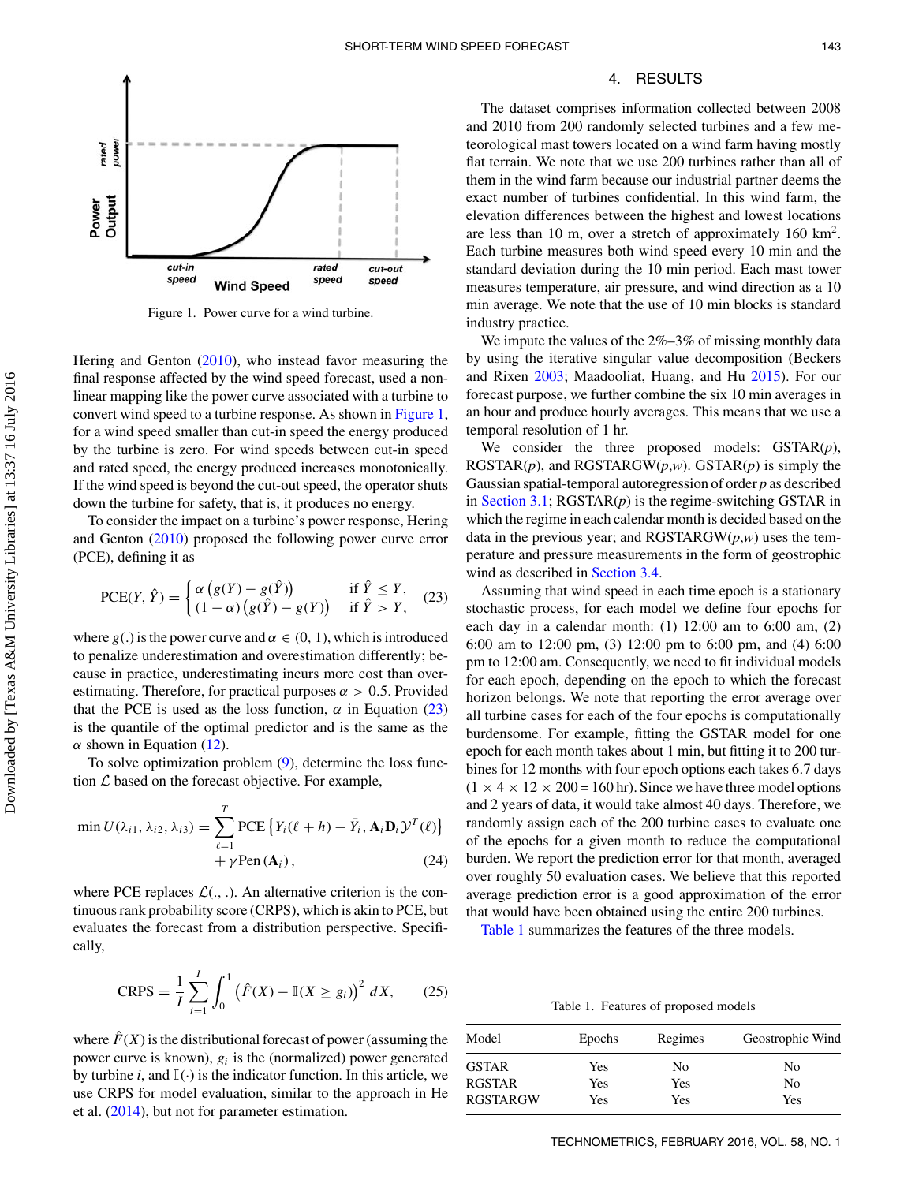Figure 1. Power curve for a wind turbine.

Hering and Genton (2010), who instead favor measuring the final response affected by the wind speed forecast, used a nonlinear mapping like the power curve associated with a turbine to convert wind speed to a turbine response. As shown in Figure 1, for a wind speed smaller than cut-in speed the energy produced by the turbine is zero. For wind speeds between cut-in speed and rated speed, the energy produced increases monotonically. If the wind speed is beyond the cut-out speed, the operator shuts down the turbine for safety, that is, it produces no energy.

To consider the impact on a turbine's power response, Hering and Genton (2010) proposed the following power curve error (PCE), defining it as

$$\mathrm{PCE}(Y, \hat{Y}) = \begin{cases} \alpha \left( g(Y) - g(\hat{Y}) \right) & \text{if } \hat{Y} \leq Y, \\ (1-\alpha)\left( g(\hat{Y}) - g(Y) \right) & \text{if } \hat{Y} > Y, \end{cases} \tag{23}$$

where $g(.)$ is the power curve and $\alpha \in (0, 1)$, which is introduced to penalize underestimation and overestimation differently; because in practice, underestimating incurs more cost than overestimating. Therefore, for practical purposes $\alpha > 0.5$. Provided that the PCE is used as the loss function, $\alpha$ in Equation (23) is the quantile of the optimal predictor and is the same as the $\alpha$ shown in Equation (12).

To solve optimization problem (9), determine the loss function $\mathcal{L}$ based on the forecast objective. For example,

$$\min U(\lambda_{i1}, \lambda_{i2}, \lambda_{i3}) = \sum_{\ell=1}^{T} \mathrm{PCE}\left\{ Y_i(\ell + h) - \bar{Y}_i, \mathbf{A}_i \mathbf{D}_i \mathcal{Y}^T(\ell) \right\} + \gamma \mathrm{Pen}(\mathbf{A}_i), \tag{24}$$

where PCE replaces $\mathcal{L}(.,.)$. An alternative criterion is the continuous rank probability score (CRPS), which is akin to PCE, but evaluates the forecast from a distribution perspective. Specifically,

$$\mathrm{CRPS} = \frac{1}{I} \sum_{i=1}^{I} \int_0^1 \left( \hat{F}(X) - \mathbb{I}(X \geq g_i) \right)^2 dX, \tag{25}$$

where $\hat{F}(X)$ is the distributional forecast of power (assuming the power curve is known), $g_i$ is the (normalized) power generated by turbine $i$, and $\mathbb{I}(\cdot)$ is the indicator function. In this article, we use CRPS for model evaluation, similar to the approach in He et al. (2014), but not for parameter estimation.

## 4. RESULTS

The dataset comprises information collected between 2008 and 2010 from 200 randomly selected turbines and a few meteorological mast towers located on a wind farm having mostly flat terrain. We note that we use 200 turbines rather than all of them in the wind farm because our industrial partner deems the exact number of turbines confidential. In this wind farm, the elevation differences between the highest and lowest locations are less than 10 m, over a stretch of approximately 160 km$^2$. Each turbine measures both wind speed every 10 min and the standard deviation during the 10 min period. Each mast tower measures temperature, air pressure, and wind direction as a 10 min average. We note that the use of 10 min blocks is standard industry practice.

We impute the values of the 2%–3% of missing monthly data by using the iterative singular value decomposition (Beckers and Rixen 2003; Maadooliat, Huang, and Hu 2015). For our forecast purpose, we further combine the six 10 min averages in an hour and produce hourly averages. This means that we use a temporal resolution of 1 hr.

We consider the three proposed models: GSTAR($p$), RGSTAR($p$), and RGSTARGW($p$,$w$). GSTAR($p$) is simply the Gaussian spatial-temporal autoregression of order $p$ as described in Section 3.1; RGSTAR($p$) is the regime-switching GSTAR in which the regime in each calendar month is decided based on the data in the previous year; and RGSTARGW($p$,$w$) uses the temperature and pressure measurements in the form of geostrophic wind as described in Section 3.4.

Assuming that wind speed in each time epoch is a stationary stochastic process, for each model we define four epochs for each day in a calendar month: (1) 12:00 am to 6:00 am, (2) 6:00 am to 12:00 pm, (3) 12:00 pm to 6:00 pm, and (4) 6:00 pm to 12:00 am. Consequently, we need to fit individual models for each epoch, depending on the epoch to which the forecast horizon belongs. We note that reporting the error average over all turbine cases for each of the four epochs is computationally burdensome. For example, fitting the GSTAR model for one epoch for each month takes about 1 min, but fitting it to 200 turbines for 12 months with four epoch options each takes 6.7 days ($1 \times 4 \times 12 \times 200 = 160$ hr). Since we have three model options and 2 years of data, it would take almost 40 days. Therefore, we randomly assign each of the 200 turbine cases to evaluate one of the epochs for a given month to reduce the computational burden. We report the prediction error for that month, averaged over roughly 50 evaluation cases. We believe that this reported average prediction error is a good approximation of the error that would have been obtained using the entire 200 turbines.

Table 1 summarizes the features of the three models.

Table 1. Features of proposed models

| Model | Epochs | Regimes | Geostrophic Wind |
|---|---|---|---|
| GSTAR | Yes | No | No |
| RGSTAR | Yes | Yes | No |
| RGSTARGW | Yes | Yes | Yes |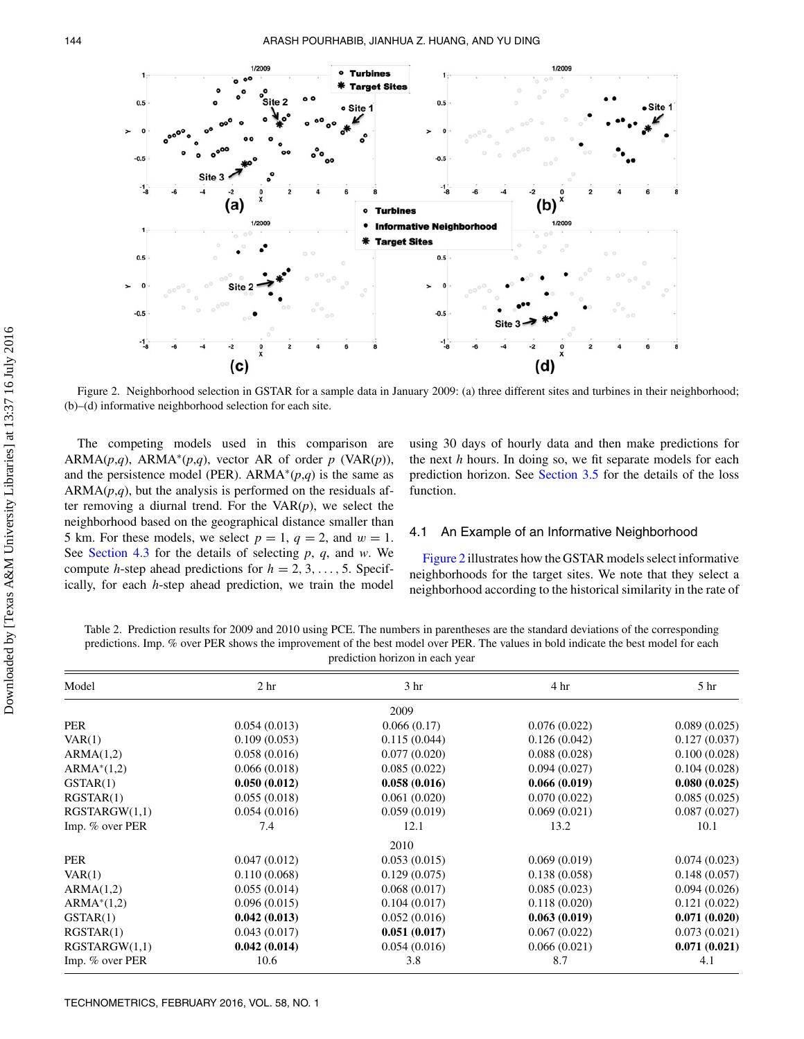Figure 2. Neighborhood selection in GSTAR for a sample data in January 2009: (a) three different sites and turbines in their neighborhood; (b)–(d) informative neighborhood selection for each site.

The competing models used in this comparison are ARMA($p$,$q$), ARMA*($p$,$q$), vector AR of order $p$ (VAR($p$)), and the persistence model (PER). ARMA*($p$,$q$) is the same as ARMA($p$,$q$), but the analysis is performed on the residuals after removing a diurnal trend. For the VAR($p$), we select the neighborhood based on the geographical distance smaller than 5 km. For these models, we select $p = 1$, $q = 2$, and $w = 1$. See Section 4.3 for the details of selecting $p$, $q$, and $w$. We compute $h$-step ahead predictions for $h = 2, 3, \ldots, 5$. Specifically, for each $h$-step ahead prediction, we train the model using 30 days of hourly data and then make predictions for the next $h$ hours. In doing so, we fit separate models for each prediction horizon. See Section 3.5 for the details of the loss function.

## 4.1 An Example of an Informative Neighborhood

Figure 2 illustrates how the GSTAR models select informative neighborhoods for the target sites. We note that they select a neighborhood according to the historical similarity in the rate of

Table 2. Prediction results for 2009 and 2010 using PCE. The numbers in parentheses are the standard deviations of the corresponding predictions. Imp. % over PER shows the improvement of the best model over PER. The values in bold indicate the best model for each prediction horizon in each year

| Model | 2 hr | 3 hr | 4 hr | 5 hr |
|---|---|---|---|---|
| | | 2009 | | |
| PER | 0.054 (0.013) | 0.066 (0.17) | 0.076 (0.022) | 0.089 (0.025) |
| VAR(1) | 0.109 (0.053) | 0.115 (0.044) | 0.126 (0.042) | 0.127 (0.037) |
| ARMA(1,2) | 0.058 (0.016) | 0.077 (0.020) | 0.088 (0.028) | 0.100 (0.028) |
| ARMA*(1,2) | 0.066 (0.018) | 0.085 (0.022) | 0.094 (0.027) | 0.104 (0.028) |
| GSTAR(1) | **0.050 (0.012)** | **0.058 (0.016)** | **0.066 (0.019)** | **0.080 (0.025)** |
| RGSTAR(1) | 0.055 (0.018) | 0.061 (0.020) | 0.070 (0.022) | 0.085 (0.025) |
| RGSTARGW(1,1) | 0.054 (0.016) | 0.059 (0.019) | 0.069 (0.021) | 0.087 (0.027) |
| Imp. % over PER | 7.4 | 12.1 | 13.2 | 10.1 |
| | | 2010 | | |
| PER | 0.047 (0.012) | 0.053 (0.015) | 0.069 (0.019) | 0.074 (0.023) |
| VAR(1) | 0.110 (0.068) | 0.129 (0.075) | 0.138 (0.058) | 0.148 (0.057) |
| ARMA(1,2) | 0.055 (0.014) | 0.068 (0.017) | 0.085 (0.023) | 0.094 (0.026) |
| ARMA*(1,2) | 0.096 (0.015) | 0.104 (0.017) | 0.118 (0.020) | 0.121 (0.022) |
| GSTAR(1) | **0.042 (0.013)** | 0.052 (0.016) | **0.063 (0.019)** | **0.071 (0.020)** |
| RGSTAR(1) | 0.043 (0.017) | **0.051 (0.017)** | 0.067 (0.022) | 0.073 (0.021) |
| RGSTARGW(1,1) | **0.042 (0.014)** | 0.054 (0.016) | 0.066 (0.021) | **0.071 (0.021)** |
| Imp. % over PER | 10.6 | 3.8 | 8.7 | 4.1 |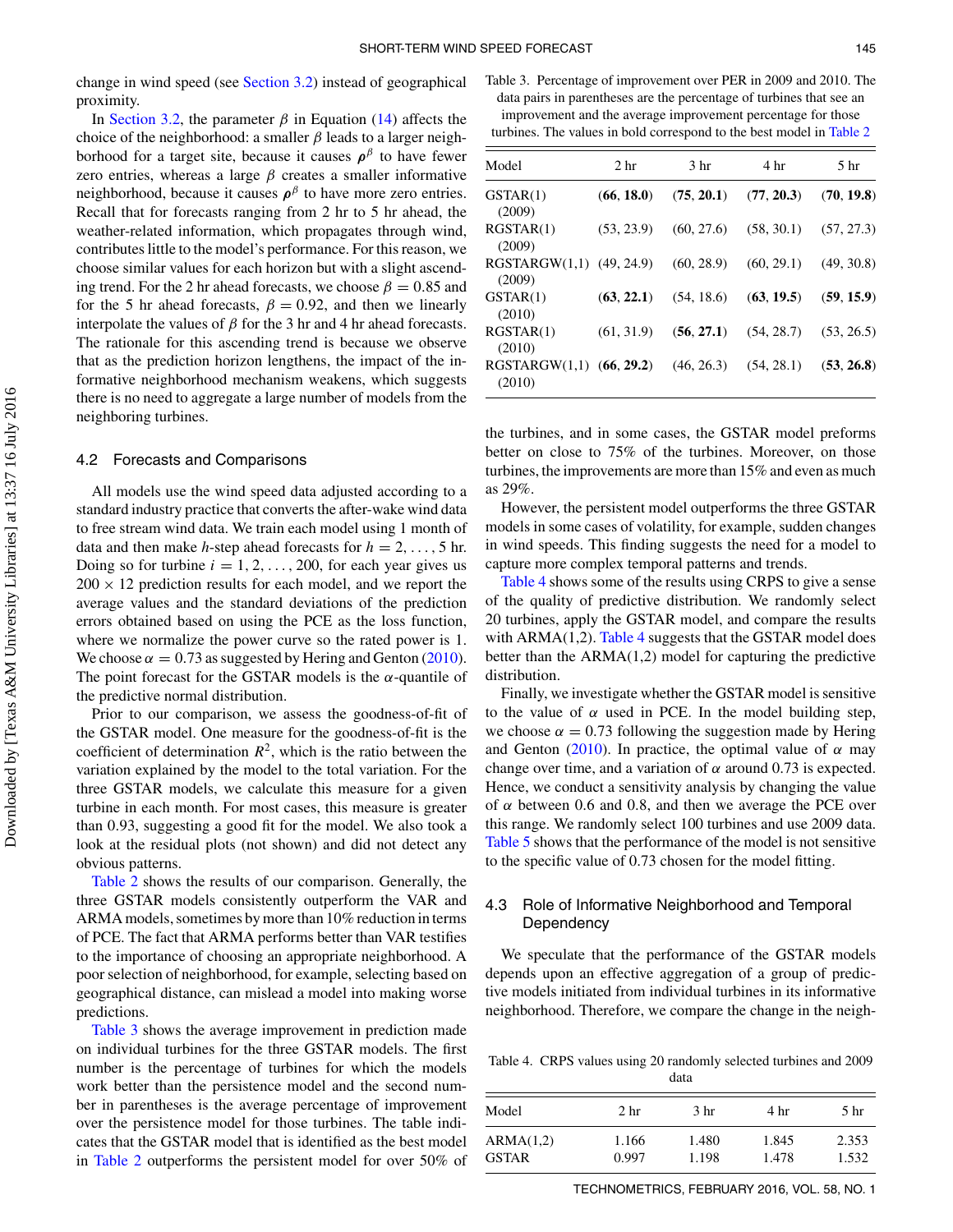change in wind speed (see Section 3.2) instead of geographical proximity.

In Section 3.2, the parameter $\beta$ in Equation (14) affects the choice of the neighborhood: a smaller $\beta$ leads to a larger neighborhood for a target site, because it causes $\rho^{\beta}$ to have fewer zero entries, whereas a large $\beta$ creates a smaller informative neighborhood, because it causes $\rho^{\beta}$ to have more zero entries. Recall that for forecasts ranging from 2 hr to 5 hr ahead, the weather-related information, which propagates through wind, contributes little to the model's performance. For this reason, we choose similar values for each horizon but with a slight ascending trend. For the 2 hr ahead forecasts, we choose $\beta = 0.85$ and for the 5 hr ahead forecasts, $\beta = 0.92$, and then we linearly interpolate the values of $\beta$ for the 3 hr and 4 hr ahead forecasts. The rationale for this ascending trend is because we observe that as the prediction horizon lengthens, the impact of the informative neighborhood mechanism weakens, which suggests there is no need to aggregate a large number of models from the neighboring turbines.

### 4.2 Forecasts and Comparisons

All models use the wind speed data adjusted according to a standard industry practice that converts the after-wake wind data to free stream wind data. We train each model using 1 month of data and then make $h$-step ahead forecasts for $h = 2, \ldots, 5$ hr. Doing so for turbine $i = 1, 2, \ldots, 200$, for each year gives us $200 \times 12$ prediction results for each model, and we report the average values and the standard deviations of the prediction errors obtained based on using the PCE as the loss function, where we normalize the power curve so the rated power is 1. We choose $\alpha = 0.73$ as suggested by Hering and Genton (2010). The point forecast for the GSTAR models is the $\alpha$-quantile of the predictive normal distribution.

Prior to our comparison, we assess the goodness-of-fit of the GSTAR model. One measure for the goodness-of-fit is the coefficient of determination $R^2$, which is the ratio between the variation explained by the model to the total variation. For the three GSTAR models, we calculate this measure for a given turbine in each month. For most cases, this measure is greater than 0.93, suggesting a good fit for the model. We also took a look at the residual plots (not shown) and did not detect any obvious patterns.

Table 2 shows the results of our comparison. Generally, the three GSTAR models consistently outperform the VAR and ARMA models, sometimes by more than 10% reduction in terms of PCE. The fact that ARMA performs better than VAR testifies to the importance of choosing an appropriate neighborhood. A poor selection of neighborhood, for example, selecting based on geographical distance, can mislead a model into making worse predictions.

Table 3 shows the average improvement in prediction made on individual turbines for the three GSTAR models. The first number is the percentage of turbines for which the models work better than the persistence model and the second number in parentheses is the average percentage of improvement over the persistence model for those turbines. The table indicates that the GSTAR model that is identified as the best model in Table 2 outperforms the persistent model for over 50% of the turbines, and in some cases, the GSTAR model preforms better on close to 75% of the turbines. Moreover, on those turbines, the improvements are more than 15% and even as much as 29%.

Table 3. Percentage of improvement over PER in 2009 and 2010. The data pairs in parentheses are the percentage of turbines that see an improvement and the average improvement percentage for those turbines. The values in bold correspond to the best model in Table 2

| Model | 2 hr | 3 hr | 4 hr | 5 hr |
|---|---|---|---|---|
| GSTAR(1) (2009) | (**66**, **18.0**) | (**75**, **20.1**) | (**77**, **20.3**) | (**70**, **19.8**) |
| RGSTAR(1) (2009) | (53, 23.9) | (60, 27.6) | (58, 30.1) | (57, 27.3) |
| RGSTARGW(1,1) (2009) | (49, 24.9) | (60, 28.9) | (60, 29.1) | (49, 30.8) |
| GSTAR(1) (2010) | (**63**, **22.1**) | (54, 18.6) | (**63**, **19.5**) | (**59**, **15.9**) |
| RGSTAR(1) (2010) | (61, 31.9) | (**56**, **27.1**) | (54, 28.7) | (53, 26.5) |
| RGSTARGW(1,1) (2010) | (**66**, **29.2**) | (46, 26.3) | (54, 28.1) | (**53**, **26.8**) |

However, the persistent model outperforms the three GSTAR models in some cases of volatility, for example, sudden changes in wind speeds. This finding suggests the need for a model to capture more complex temporal patterns and trends.

Table 4 shows some of the results using CRPS to give a sense of the quality of predictive distribution. We randomly select 20 turbines, apply the GSTAR model, and compare the results with ARMA(1,2). Table 4 suggests that the GSTAR model does better than the ARMA(1,2) model for capturing the predictive distribution.

Finally, we investigate whether the GSTAR model is sensitive to the value of $\alpha$ used in PCE. In the model building step, we choose $\alpha = 0.73$ following the suggestion made by Hering and Genton (2010). In practice, the optimal value of $\alpha$ may change over time, and a variation of $\alpha$ around 0.73 is expected. Hence, we conduct a sensitivity analysis by changing the value of $\alpha$ between 0.6 and 0.8, and then we average the PCE over this range. We randomly select 100 turbines and use 2009 data. Table 5 shows that the performance of the model is not sensitive to the specific value of 0.73 chosen for the model fitting.

### 4.3 Role of Informative Neighborhood and Temporal Dependency

We speculate that the performance of the GSTAR models depends upon an effective aggregation of a group of predictive models initiated from individual turbines in its informative neighborhood. Therefore, we compare the change in the neigh-

Table 4. CRPS values using 20 randomly selected turbines and 2009 data

| Model | 2 hr | 3 hr | 4 hr | 5 hr |
|---|---|---|---|---|
| ARMA(1,2) | 1.166 | 1.480 | 1.845 | 2.353 |
| GSTAR | 0.997 | 1.198 | 1.478 | 1.532 |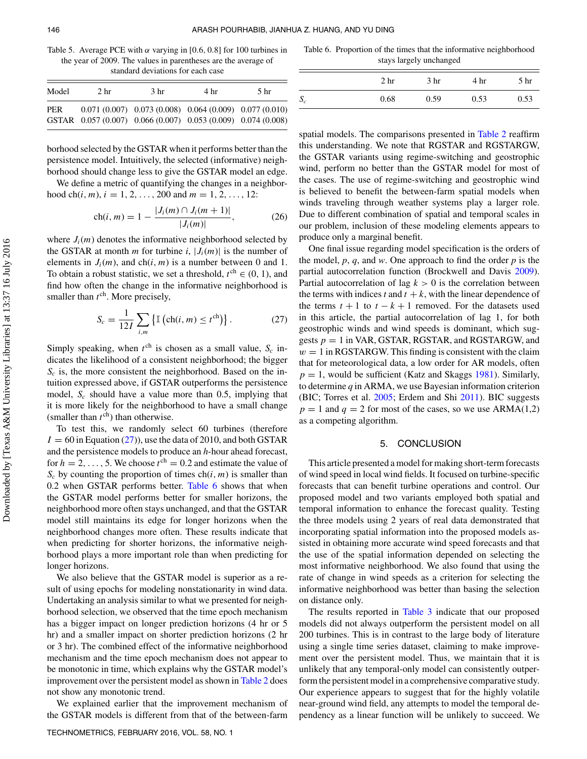Table 5. Average PCE with $\alpha$ varying in [0.6, 0.8] for 100 turbines in the year of 2009. The values in parentheses are the average of standard deviations for each case

| Model | 2 hr | 3 hr | 4 hr | 5 hr |
|---|---|---|---|---|
| PER | 0.071 (0.007) | 0.073 (0.008) | 0.064 (0.009) | 0.077 (0.010) |
| GSTAR | 0.057 (0.007) | 0.066 (0.007) | 0.053 (0.009) | 0.074 (0.008) |

Table 6. Proportion of the times that the informative neighborhood stays largely unchanged

| | 2 hr | 3 hr | 4 hr | 5 hr |
|---|---|---|---|---|
| $S_c$ | 0.68 | 0.59 | 0.53 | 0.53 |

borhood selected by the GSTAR when it performs better than the persistence model. Intuitively, the selected (informative) neighborhood should change less to give the GSTAR model an edge.

We define a metric of quantifying the changes in a neighborhood ch$(i, m)$, $i = 1, 2, \ldots, 200$ and $m = 1, 2, \ldots, 12$:

$$\mathrm{ch}(i, m) = 1 - \frac{|J_i(m) \cap J_i(m+1)|}{|J_i(m)|}, \tag{26}$$

where $J_i(m)$ denotes the informative neighborhood selected by the GSTAR at month $m$ for turbine $i$, $|J_i(m)|$ is the number of elements in $J_i(m)$, and ch$(i, m)$ is a number between 0 and 1. To obtain a robust statistic, we set a threshold, $t^{\mathrm{ch}} \in (0, 1)$, and find how often the change in the informative neighborhood is smaller than $t^{\mathrm{ch}}$. More precisely,

$$S_c = \frac{1}{12I} \sum_{i,m} \left\{ \mathbb{I}\left(\mathrm{ch}(i, m) \leq t^{\mathrm{ch}}\right) \right\}. \tag{27}$$

Simply speaking, when $t^{\mathrm{ch}}$ is chosen as a small value, $S_c$ indicates the likelihood of a consistent neighborhood; the bigger $S_c$ is, the more consistent the neighborhood. Based on the intuition expressed above, if GSTAR outperforms the persistence model, $S_c$ should have a value more than 0.5, implying that it is more likely for the neighborhood to have a small change (smaller than $t^{\mathrm{ch}}$) than otherwise.

To test this, we randomly select 60 turbines (therefore $I = 60$ in Equation (27)), use the data of 2010, and both GSTAR and the persistence models to produce an $h$-hour ahead forecast, for $h = 2, \ldots, 5$. We choose $t^{\mathrm{ch}} = 0.2$ and estimate the value of $S_c$ by counting the proportion of times ch$(i, m)$ is smaller than 0.2 when GSTAR performs better. Table 6 shows that when the GSTAR model performs better for smaller horizons, the neighborhood more often stays unchanged, and that the GSTAR model still maintains its edge for longer horizons when the neighborhood changes more often. These results indicate that when predicting for shorter horizons, the informative neighborhood plays a more important role than when predicting for longer horizons.

We also believe that the GSTAR model is superior as a result of using epochs for modeling nonstationarity in wind data. Undertaking an analysis similar to what we presented for neighborhood selection, we observed that the time epoch mechanism has a bigger impact on longer prediction horizons (4 hr or 5 hr) and a smaller impact on shorter prediction horizons (2 hr or 3 hr). The combined effect of the informative neighborhood mechanism and the time epoch mechanism does not appear to be monotonic in time, which explains why the GSTAR model's improvement over the persistent model as shown in Table 2 does not show any monotonic trend.

We explained earlier that the improvement mechanism of the GSTAR models is different from that of the between-farm spatial models. The comparisons presented in Table 2 reaffirm this understanding. We note that RGSTAR and RGSTARGW, the GSTAR variants using regime-switching and geostrophic wind, perform no better than the GSTAR model for most of the cases. The use of regime-switching and geostrophic wind is believed to benefit the between-farm spatial models when winds traveling through weather systems play a larger role. Due to different combination of spatial and temporal scales in our problem, inclusion of these modeling elements appears to produce only a marginal benefit.

One final issue regarding model specification is the orders of the model, $p$, $q$, and $w$. One approach to find the order $p$ is the partial autocorrelation function (Brockwell and Davis 2009). Partial autocorrelation of lag $k > 0$ is the correlation between the terms with indices $t$ and $t + k$, with the linear dependence of the terms $t + 1$ to $t - k + 1$ removed. For the datasets used in this article, the partial autocorrelation of lag 1, for both geostrophic winds and wind speeds is dominant, which suggests $p = 1$ in VAR, GSTAR, RGSTAR, and RGSTARGW, and $w = 1$ in RGSTARGW. This finding is consistent with the claim that for meteorological data, a low order for AR models, often $p = 1$, would be sufficient (Katz and Skaggs 1981). Similarly, to determine $q$ in ARMA, we use Bayesian information criterion (BIC; Torres et al. 2005; Erdem and Shi 2011). BIC suggests $p = 1$ and $q = 2$ for most of the cases, so we use ARMA(1,2) as a competing algorithm.

## 5. CONCLUSION

This article presented a model for making short-term forecasts of wind speed in local wind fields. It focused on turbine-specific forecasts that can benefit turbine operations and control. Our proposed model and two variants employed both spatial and temporal information to enhance the forecast quality. Testing the three models using 2 years of real data demonstrated that incorporating spatial information into the proposed models assisted in obtaining more accurate wind speed forecasts and that the use of the spatial information depended on selecting the most informative neighborhood. We also found that using the rate of change in wind speeds as a criterion for selecting the informative neighborhood was better than basing the selection on distance only.

The results reported in Table 3 indicate that our proposed models did not always outperform the persistent model on all 200 turbines. This is in contrast to the large body of literature using a single time series dataset, claiming to make improvement over the persistent model. Thus, we maintain that it is unlikely that any temporal-only model can consistently outperform the persistent model in a comprehensive comparative study. Our experience appears to suggest that for the highly volatile near-ground wind field, any attempts to model the temporal dependency as a linear function will be unlikely to succeed. We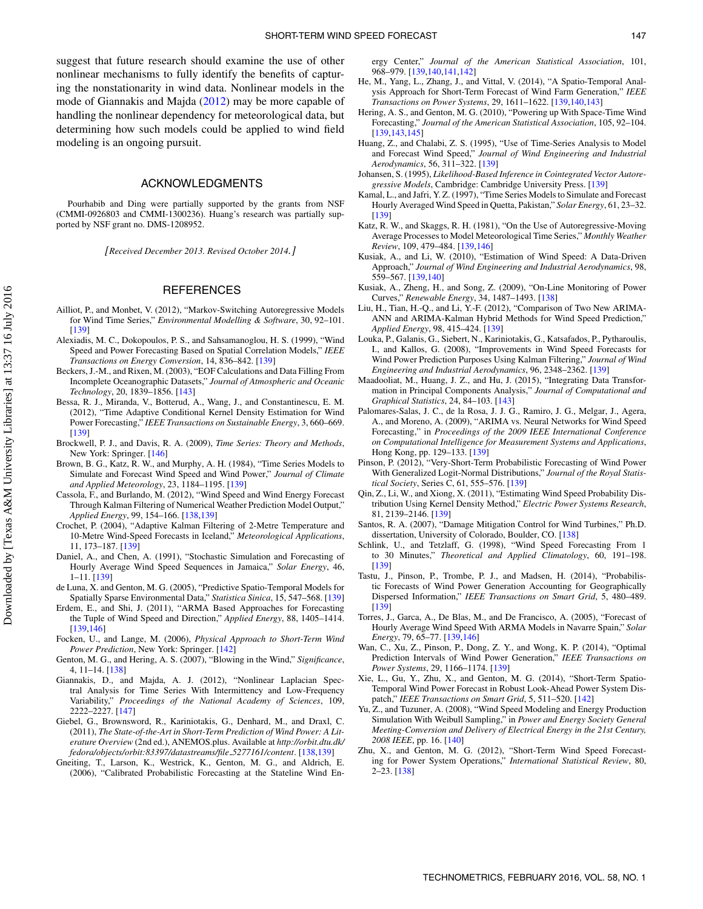suggest that future research should examine the use of other nonlinear mechanisms to fully identify the benefits of capturing the nonstationarity in wind data. Nonlinear models in the mode of Giannakis and Majda (2012) may be more capable of handling the nonlinear dependency for meteorological data, but determining how such models could be applied to wind field modeling is an ongoing pursuit.

## ACKNOWLEDGMENTS

Pourhabib and Ding were partially supported by the grants from NSF (CMMI-0926803 and CMMI-1300236). Huang's research was partially supported by NSF grant no. DMS-1208952.

*[Received December 2013. Revised October 2014.]*

## REFERENCES

Ailliot, P., and Monbet, V. (2012), "Markov-Switching Autoregressive Models for Wind Time Series," *Environmental Modelling & Software*, 30, 92–101. [139]

Alexiadis, M. C., Dokopoulos, P. S., and Sahsamanoglou, H. S. (1999), "Wind Speed and Power Forecasting Based on Spatial Correlation Models," *IEEE Transactions on Energy Conversion*, 14, 836–842. [139]

Beckers, J.-M., and Rixen, M. (2003), "EOF Calculations and Data Filling From Incomplete Oceanographic Datasets," *Journal of Atmospheric and Oceanic Technology*, 20, 1839–1856. [143]

Bessa, R. J., Miranda, V., Botterud, A., Wang, J., and Constantinescu, E. M. (2012), "Time Adaptive Conditional Kernel Density Estimation for Wind Power Forecasting," *IEEE Transactions on Sustainable Energy*, 3, 660–669. [139]

Brockwell, P. J., and Davis, R. A. (2009), *Time Series: Theory and Methods*, New York: Springer. [146]

Brown, B. G., Katz, R. W., and Murphy, A. H. (1984), "Time Series Models to Simulate and Forecast Wind Speed and Wind Power," *Journal of Climate and Applied Meteorology*, 23, 1184–1195. [139]

Cassola, F., and Burlando, M. (2012), "Wind Speed and Wind Energy Forecast Through Kalman Filtering of Numerical Weather Prediction Model Output," *Applied Energy*, 99, 154–166. [138,139]

Crochet, P. (2004), "Adaptive Kalman Filtering of 2-Metre Temperature and 10-Metre Wind-Speed Forecasts in Iceland," *Meteorological Applications*, 11, 173–187. [139]

Daniel, A., and Chen, A. (1991), "Stochastic Simulation and Forecasting of Hourly Average Wind Speed Sequences in Jamaica," *Solar Energy*, 46, 1–11. [139]

de Luna, X. and Genton, M. G. (2005), "Predictive Spatio-Temporal Models for Spatially Sparse Environmental Data," *Statistica Sinica*, 15, 547–568. [139]

Erdem, E., and Shi, J. (2011), "ARMA Based Approaches for Forecasting the Tuple of Wind Speed and Direction," *Applied Energy*, 88, 1405–1414. [139,146]

Focken, U., and Lange, M. (2006), *Physical Approach to Short-Term Wind Power Prediction*, New York: Springer. [142]

Genton, M. G., and Hering, A. S. (2007), "Blowing in the Wind," *Significance*, 4, 11–14. [138]

Giannakis, D., and Majda, A. J. (2012), "Nonlinear Laplacian Spectral Analysis for Time Series With Intermittency and Low-Frequency Variability," *Proceedings of the National Academy of Sciences*, 109, 2222–2227. [147]

Giebel, G., Brownsword, R., Kariniotakis, G., Denhard, M., and Draxl, C. (2011), *The State-of-the-Art in Short-Term Prediction of Wind Power: A Literature Overview* (2nd ed.), ANEMOS.plus. Available at *http://orbit.dtu.dk/fedora/objects/orbit:83397/datastreams/file_5277161/content*. [138,139]

Gneiting, T., Larson, K., Westrick, K., Genton, M. G., and Aldrich, E. (2006), "Calibrated Probabilistic Forecasting at the Stateline Wind Energy Center," *Journal of the American Statistical Association*, 101, 968–979. [139,140,141,142]

He, M., Yang, L., Zhang, J., and Vittal, V. (2014), "A Spatio-Temporal Analysis Approach for Short-Term Forecast of Wind Farm Generation," *IEEE Transactions on Power Systems*, 29, 1611–1622. [139,140,143]

Hering, A. S., and Genton, M. G. (2010), "Powering up With Space-Time Wind Forecasting," *Journal of the American Statistical Association*, 105, 92–104. [139,143,145]

Huang, Z., and Chalabi, Z. S. (1995), "Use of Time-Series Analysis to Model and Forecast Wind Speed," *Journal of Wind Engineering and Industrial Aerodynamics*, 56, 311–322. [139]

Johansen, S. (1995), *Likelihood-Based Inference in Cointegrated Vector Autoregressive Models*, Cambridge: Cambridge University Press. [139]

Kamal, L., and Jafri, Y. Z. (1997), "Time Series Models to Simulate and Forecast Hourly Averaged Wind Speed in Quetta, Pakistan," *Solar Energy*, 61, 23–32. [139]

Katz, R. W., and Skaggs, R. H. (1981), "On the Use of Autoregressive-Moving Average Processes to Model Meteorological Time Series," *Monthly Weather Review*, 109, 479–484. [139,146]

Kusiak, A., and Li, W. (2010), "Estimation of Wind Speed: A Data-Driven Approach," *Journal of Wind Engineering and Industrial Aerodynamics*, 98, 559–567. [139,140]

Kusiak, A., Zheng, H., and Song, Z. (2009), "On-Line Monitoring of Power Curves," *Renewable Energy*, 34, 1487–1493. [138]

Liu, H., Tian, H.-Q., and Li, Y.-F. (2012), "Comparison of Two New ARIMA-ANN and ARIMA-Kalman Hybrid Methods for Wind Speed Prediction," *Applied Energy*, 98, 415–424. [139]

Louka, P., Galanis, G., Siebert, N., Kariniotakis, G., Katsafados, P., Pytharoulis, I., and Kallos, G. (2008), "Improvements in Wind Speed Forecasts for Wind Power Prediction Purposes Using Kalman Filtering," *Journal of Wind Engineering and Industrial Aerodynamics*, 96, 2348–2362. [139]

Maadooliat, M., Huang, J. Z., and Hu, J. (2015), "Integrating Data Transformation in Principal Components Analysis," *Journal of Computational and Graphical Statistics*, 24, 84–103. [143]

Palomares-Salas, J. C., de la Rosa, J. J. G., Ramiro, J. G., Melgar, J., Agera, A., and Moreno, A. (2009), "ARIMA vs. Neural Networks for Wind Speed Forecasting," in *Proceedings of the 2009 IEEE International Conference on Computational Intelligence for Measurement Systems and Applications*, Hong Kong, pp. 129–133. [139]

Pinson, P. (2012), "Very-Short-Term Probabilistic Forecasting of Wind Power With Generalized Logit-Normal Distributions," *Journal of the Royal Statistical Society*, Series C, 61, 555–576. [139]

Qin, Z., Li, W., and Xiong, X. (2011), "Estimating Wind Speed Probability Distribution Using Kernel Density Method," *Electric Power Systems Research*, 81, 2139–2146. [139]

Santos, R. A. (2007), "Damage Mitigation Control for Wind Turbines," Ph.D. dissertation, University of Colorado, Boulder, CO. [138]

Schlink, U., and Tetzlaff, G. (1998), "Wind Speed Forecasting From 1 to 30 Minutes," *Theoretical and Applied Climatology*, 60, 191–198. [139]

Tastu, J., Pinson, P., Trombe, P. J., and Madsen, H. (2014), "Probabilistic Forecasts of Wind Power Generation Accounting for Geographically Dispersed Information," *IEEE Transactions on Smart Grid*, 5, 480–489. [139]

Torres, J., Garca, A., De Blas, M., and De Francisco, A. (2005), "Forecast of Hourly Average Wind Speed With ARMA Models in Navarre Spain," *Solar Energy*, 79, 65–77. [139,146]

Wan, C., Xu, Z., Pinson, P., Dong, Z. Y., and Wong, K. P. (2014), "Optimal Prediction Intervals of Wind Power Generation," *IEEE Transactions on Power Systems*, 29, 1166–1174. [139]

Xie, L., Gu, Y., Zhu, X., and Genton, M. G. (2014), "Short-Term Spatio-Temporal Wind Power Forecast in Robust Look-Ahead Power System Dispatch," *IEEE Transactions on Smart Grid*, 5, 511–520. [142]

Yu, Z., and Tuzuner, A. (2008), "Wind Speed Modeling and Energy Production Simulation With Weibull Sampling," in *Power and Energy Society General Meeting-Conversion and Delivery of Electrical Energy in the 21st Century, 2008 IEEE*, pp. 16. [140]

Zhu, X., and Genton, M. G. (2012), "Short-Term Wind Speed Forecasting for Power System Operations," *International Statistical Review*, 80, 2–23. [138]